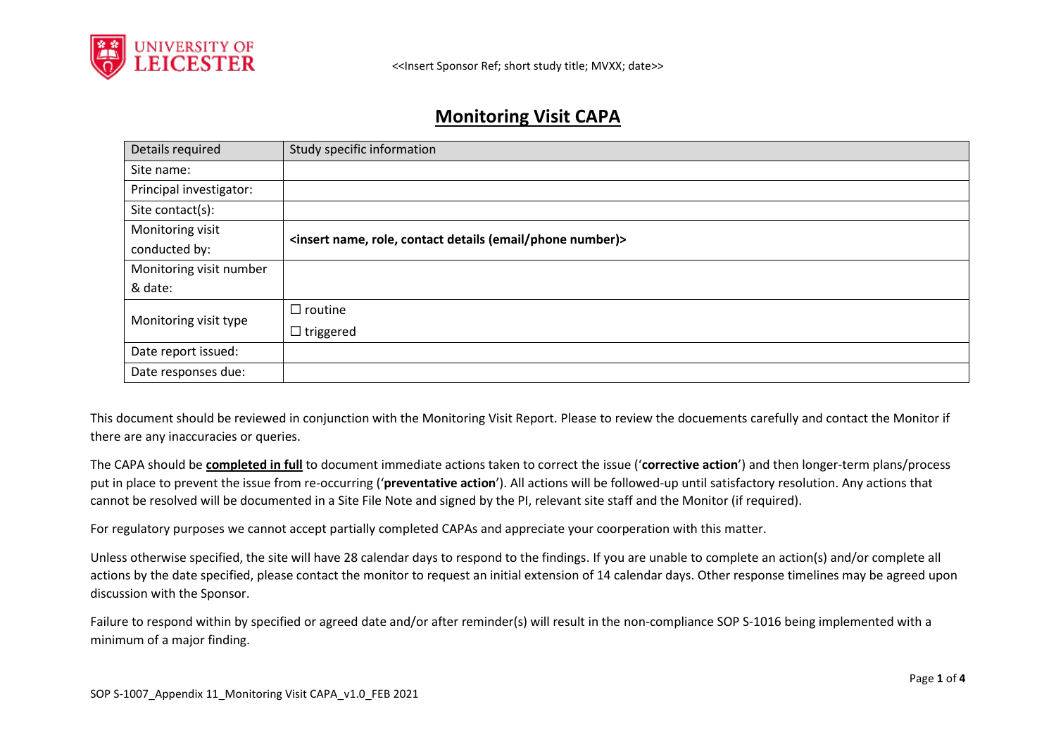<<Insert Sponsor Ref; short study title; MVXX; date>>

# Monitoring Visit CAPA

| Details required | Study specific information |
|---|---|
| Site name: | |
| Principal investigator: | |
| Site contact(s): | |
| Monitoring visit conducted by: | **<insert name, role, contact details (email/phone number)>** |
| Monitoring visit number & date: | |
| Monitoring visit type | ☐ routine<br>☐ triggered |
| Date report issued: | |
| Date responses due: | |

This document should be reviewed in conjunction with the Monitoring Visit Report. Please to review the docuements carefully and contact the Monitor if there are any inaccuracies or queries.

The CAPA should be **completed in full** to document immediate actions taken to correct the issue ('**corrective action**') and then longer-term plans/process put in place to prevent the issue from re-occurring ('**preventative action**'). All actions will be followed-up until satisfactory resolution. Any actions that cannot be resolved will be documented in a Site File Note and signed by the PI, relevant site staff and the Monitor (if required).

For regulatory purposes we cannot accept partially completed CAPAs and appreciate your coorperation with this matter.

Unless otherwise specified, the site will have 28 calendar days to respond to the findings. If you are unable to complete an action(s) and/or complete all actions by the date specified, please contact the monitor to request an initial extension of 14 calendar days. Other response timelines may be agreed upon discussion with the Sponsor.

Failure to respond within by specified or agreed date and/or after reminder(s) will result in the non-compliance SOP S-1016 being implemented with a minimum of a major finding.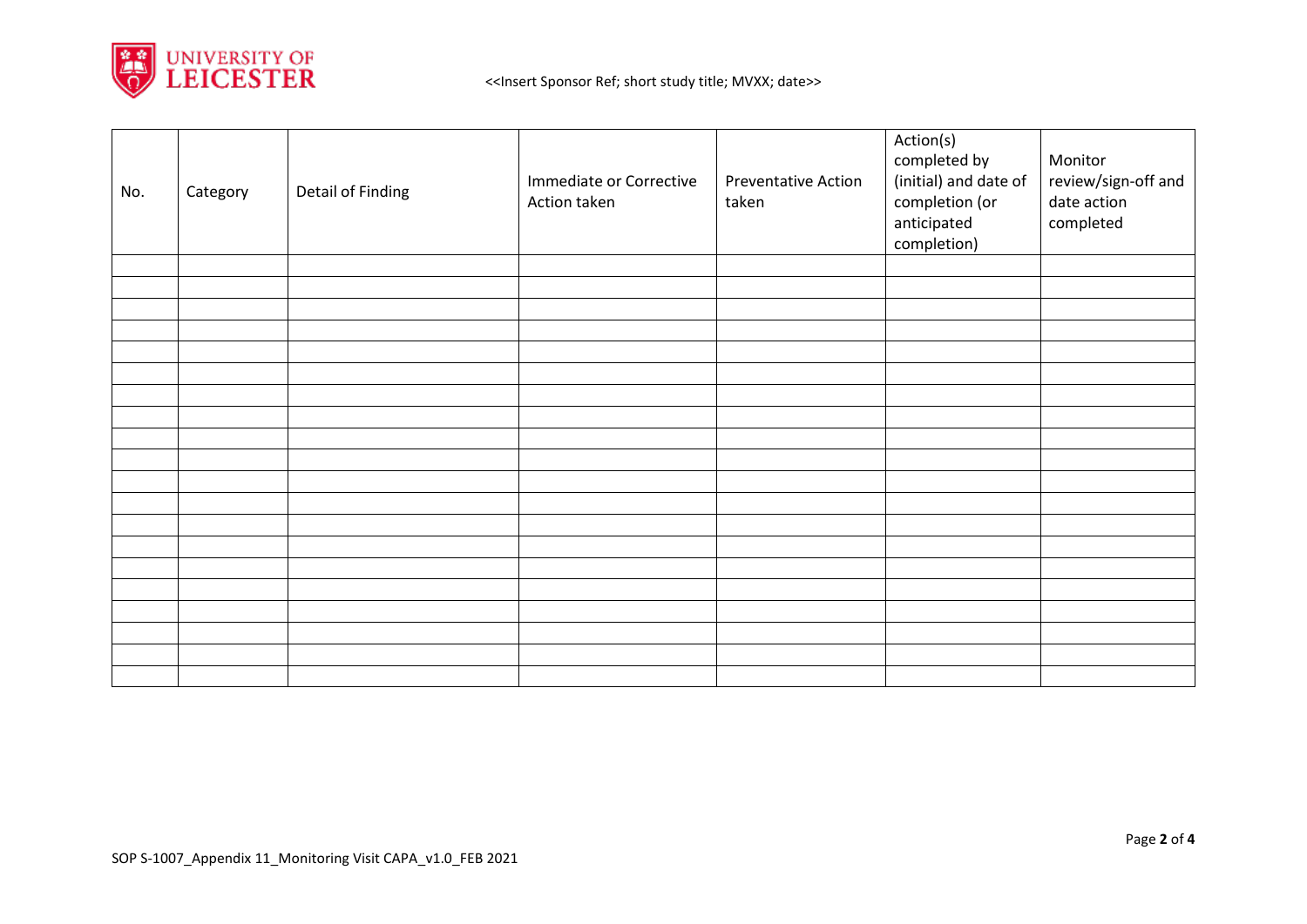| No. | Category | Detail of Finding | Immediate or Corrective Action taken | Preventative Action taken | Action(s) completed by (initial) and date of completion (or anticipated completion) | Monitor review/sign-off and date action completed |
|---|---|---|---|---|---|---|
| | | | | | | |
| | | | | | | |
| | | | | | | |
| | | | | | | |
| | | | | | | |
| | | | | | | |
| | | | | | | |
| | | | | | | |
| | | | | | | |
| | | | | | | |
| | | | | | | |
| | | | | | | |
| | | | | | | |
| | | | | | | |
| | | | | | | |
| | | | | | | |
| | | | | | | |
| | | | | | | |
| | | | | | | |
| | | | | | | |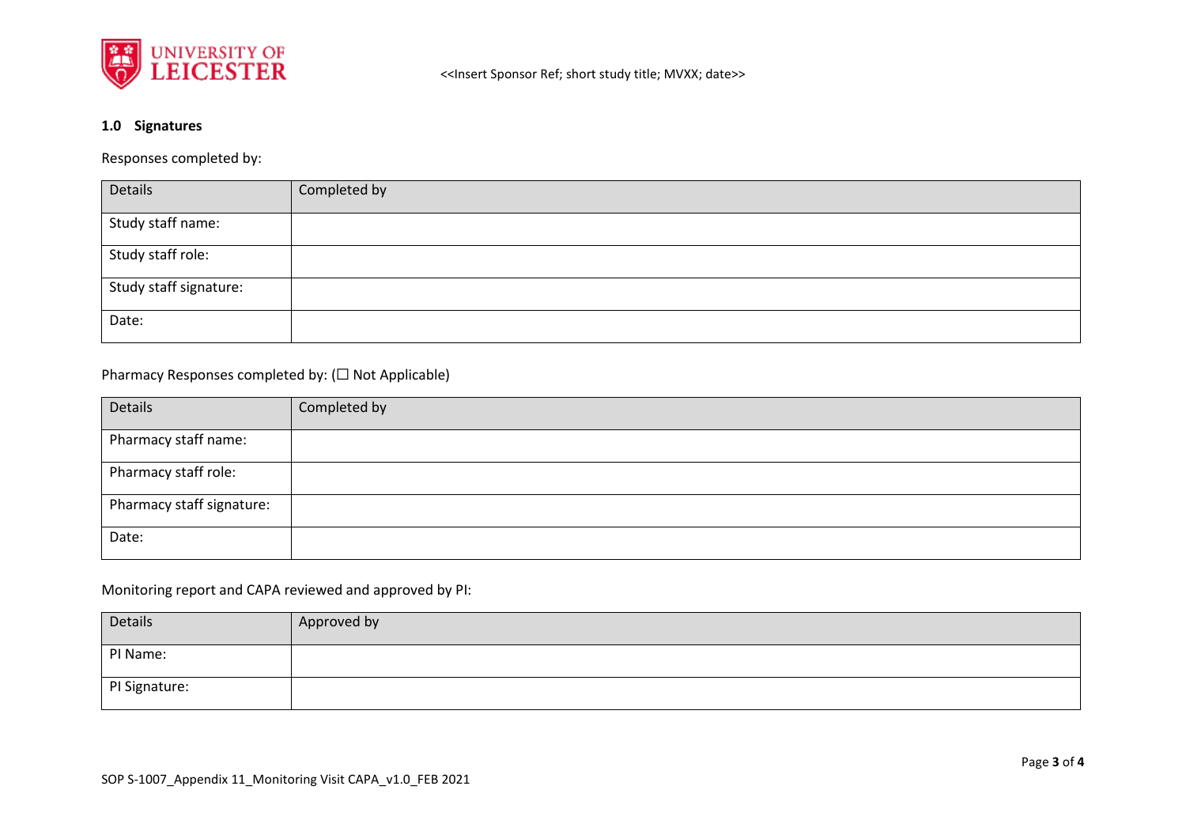### 1.0 Signatures

Responses completed by:

| Details | Completed by |
|---|---|
| Study staff name: | |
| Study staff role: | |
| Study staff signature: | |
| Date: | |

Pharmacy Responses completed by: (☐ Not Applicable)

| Details | Completed by |
|---|---|
| Pharmacy staff name: | |
| Pharmacy staff role: | |
| Pharmacy staff signature: | |
| Date: | |

Monitoring report and CAPA reviewed and approved by PI:

| Details | Approved by |
|---|---|
| PI Name: | |
| PI Signature: | |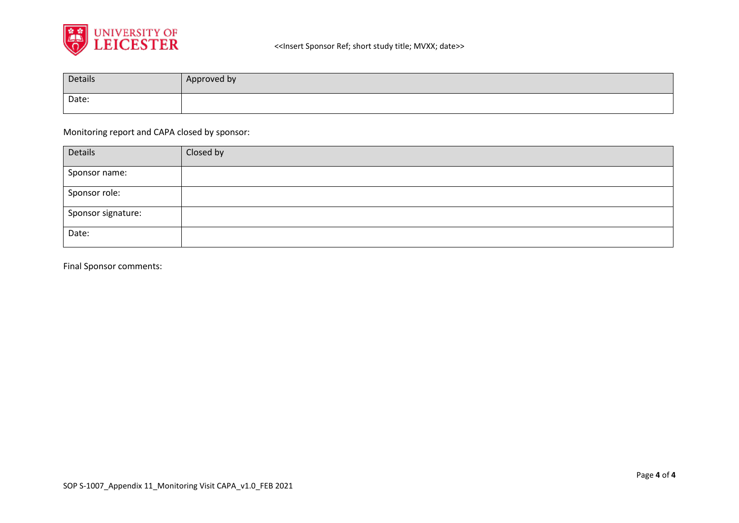| Details | Approved by |
| --- | --- |
| Date: | |

Monitoring report and CAPA closed by sponsor:

| Details | Closed by |
| --- | --- |
| Sponsor name: | |
| Sponsor role: | |
| Sponsor signature: | |
| Date: | |

Final Sponsor comments: